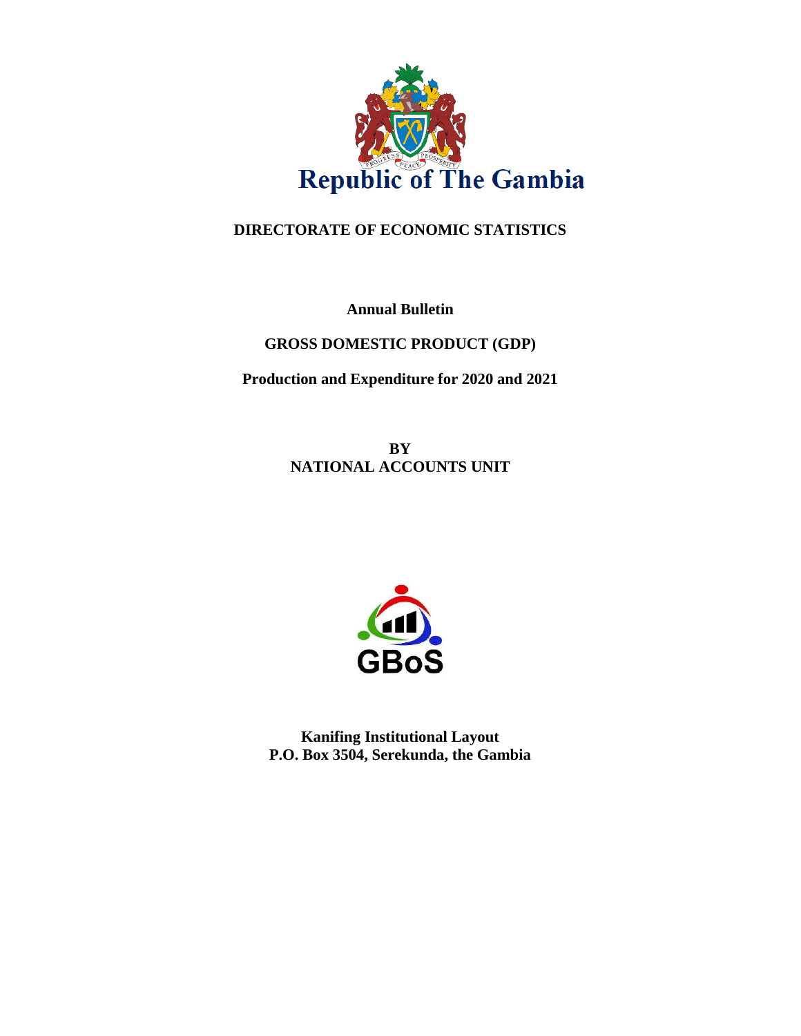Republic of The Gambia

**DIRECTORATE OF ECONOMIC STATISTICS**

**Annual Bulletin**

**GROSS DOMESTIC PRODUCT (GDP)**

**Production and Expenditure for 2020 and 2021**

**BY**
**NATIONAL ACCOUNTS UNIT**

GBoS

**Kanifing Institutional Layout**
**P.O. Box 3504, Serekunda, the Gambia**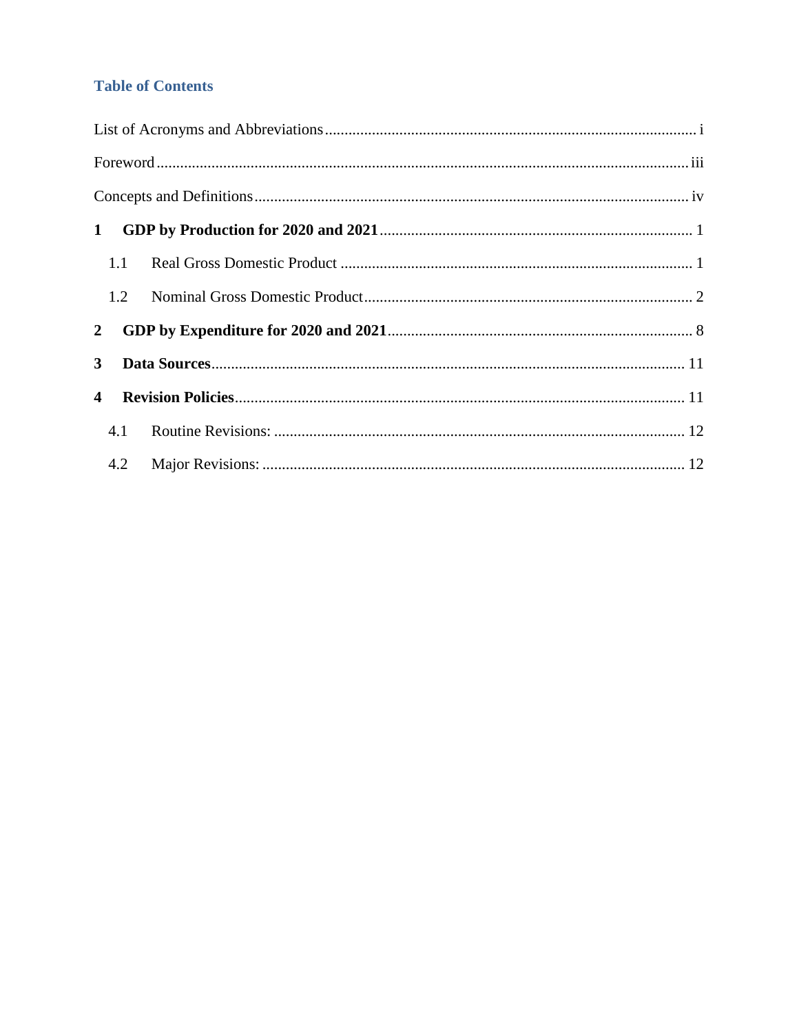## Table of Contents

List of Acronyms and Abbreviations ..... i

Foreword ..... iii

Concepts and Definitions ..... iv

**1 GDP by Production for 2020 and 2021** ..... 1

- 1.1 Real Gross Domestic Product ..... 1
- 1.2 Nominal Gross Domestic Product ..... 2

**2 GDP by Expenditure for 2020 and 2021** ..... 8

**3 Data Sources** ..... 11

**4 Revision Policies** ..... 11

- 4.1 Routine Revisions: ..... 12
- 4.2 Major Revisions: ..... 12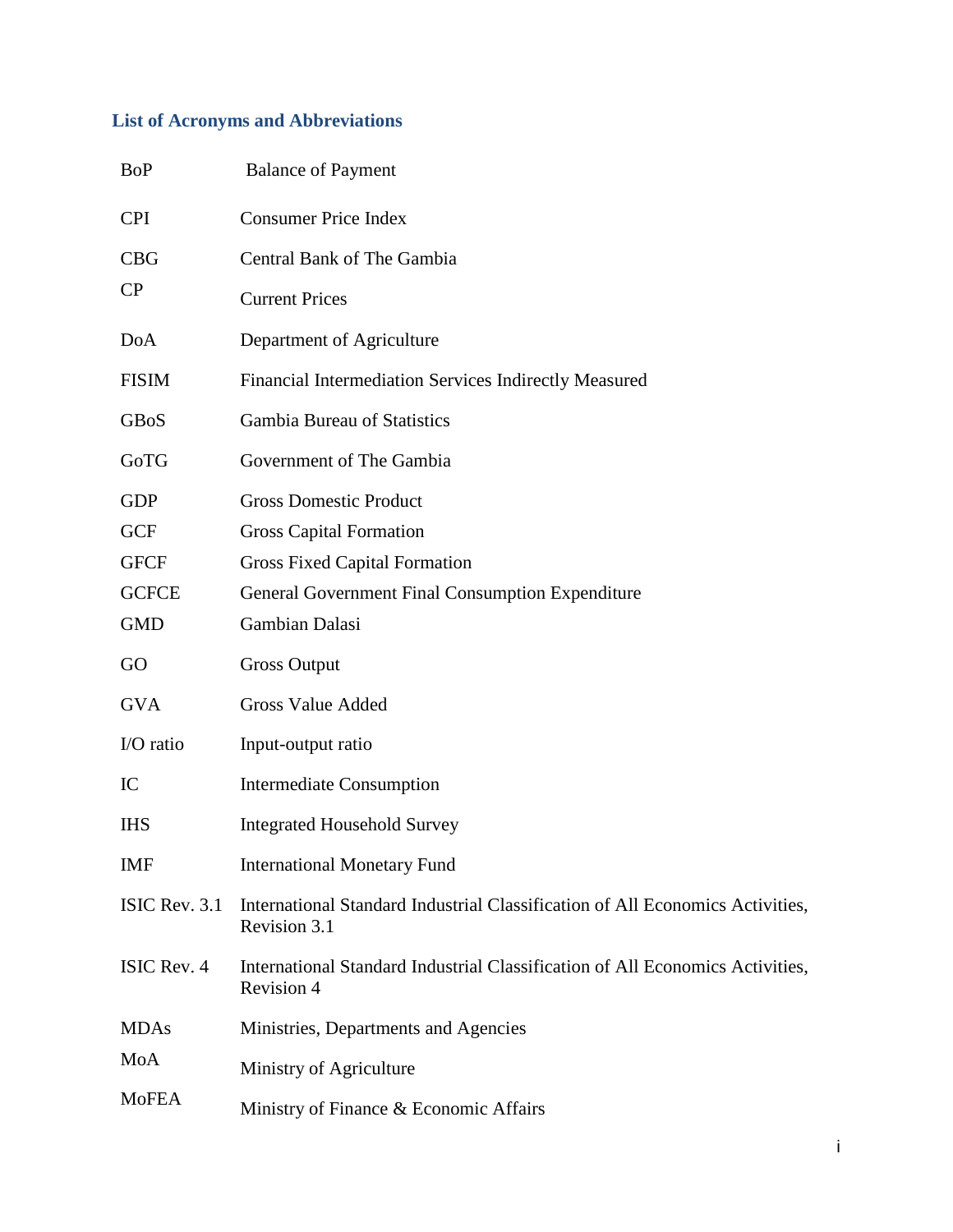## List of Acronyms and Abbreviations

| | |
|---|---|
| BoP | Balance of Payment |
| CPI | Consumer Price Index |
| CBG | Central Bank of The Gambia |
| CP | Current Prices |
| DoA | Department of Agriculture |
| FISIM | Financial Intermediation Services Indirectly Measured |
| GBoS | Gambia Bureau of Statistics |
| GoTG | Government of The Gambia |
| GDP | Gross Domestic Product |
| GCF | Gross Capital Formation |
| GFCF | Gross Fixed Capital Formation |
| GCFCE | General Government Final Consumption Expenditure |
| GMD | Gambian Dalasi |
| GO | Gross Output |
| GVA | Gross Value Added |
| I/O ratio | Input-output ratio |
| IC | Intermediate Consumption |
| IHS | Integrated Household Survey |
| IMF | International Monetary Fund |
| ISIC Rev. 3.1 | International Standard Industrial Classification of All Economics Activities, Revision 3.1 |
| ISIC Rev. 4 | International Standard Industrial Classification of All Economics Activities, Revision 4 |
| MDAs | Ministries, Departments and Agencies |
| MoA | Ministry of Agriculture |
| MoFEA | Ministry of Finance & Economic Affairs |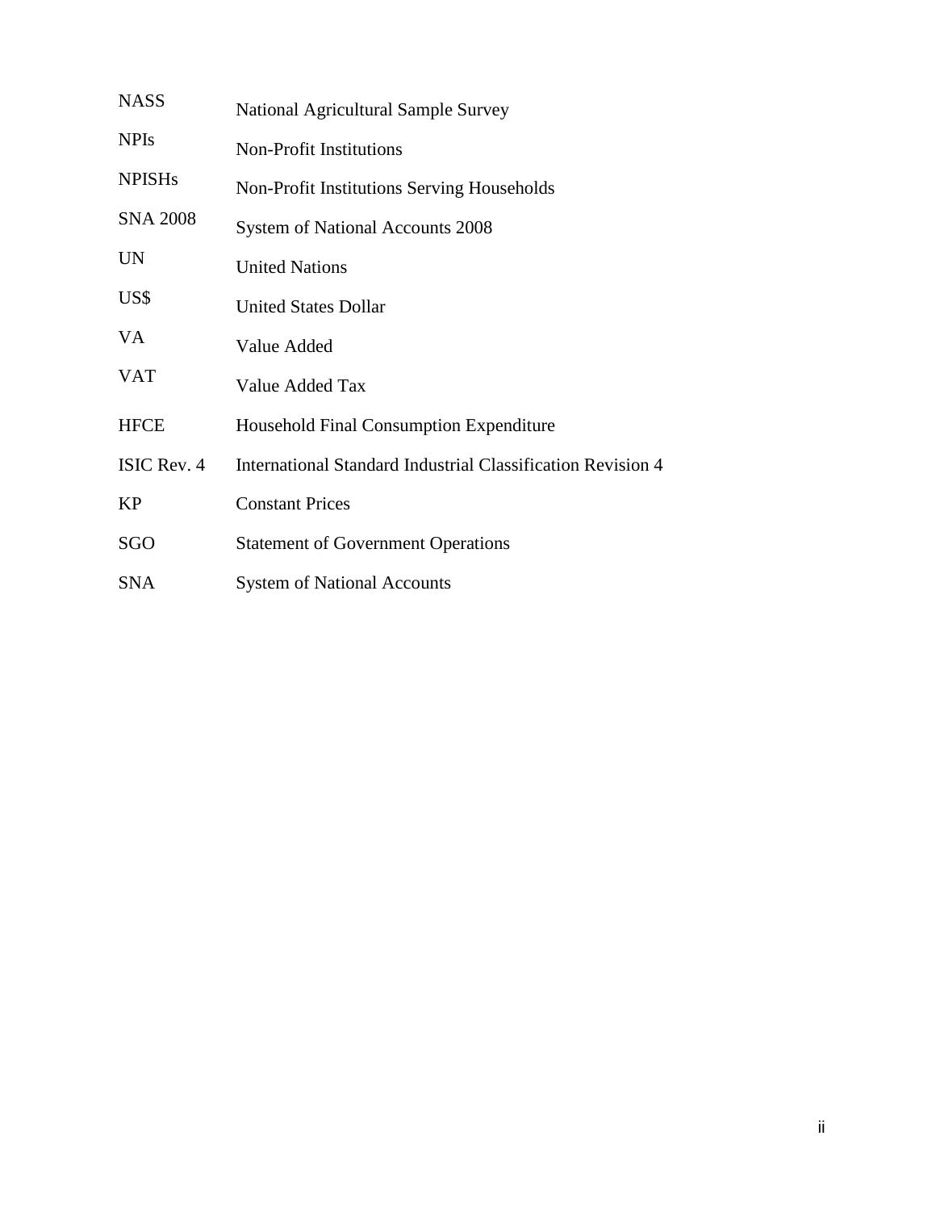| | |
|---|---|
| NASS | National Agricultural Sample Survey |
| NPIs | Non-Profit Institutions |
| NPISHs | Non-Profit Institutions Serving Households |
| SNA 2008 | System of National Accounts 2008 |
| UN | United Nations |
| US$ | United States Dollar |
| VA | Value Added |
| VAT | Value Added Tax |
| HFCE | Household Final Consumption Expenditure |
| ISIC Rev. 4 | International Standard Industrial Classification Revision 4 |
| KP | Constant Prices |
| SGO | Statement of Government Operations |
| SNA | System of National Accounts |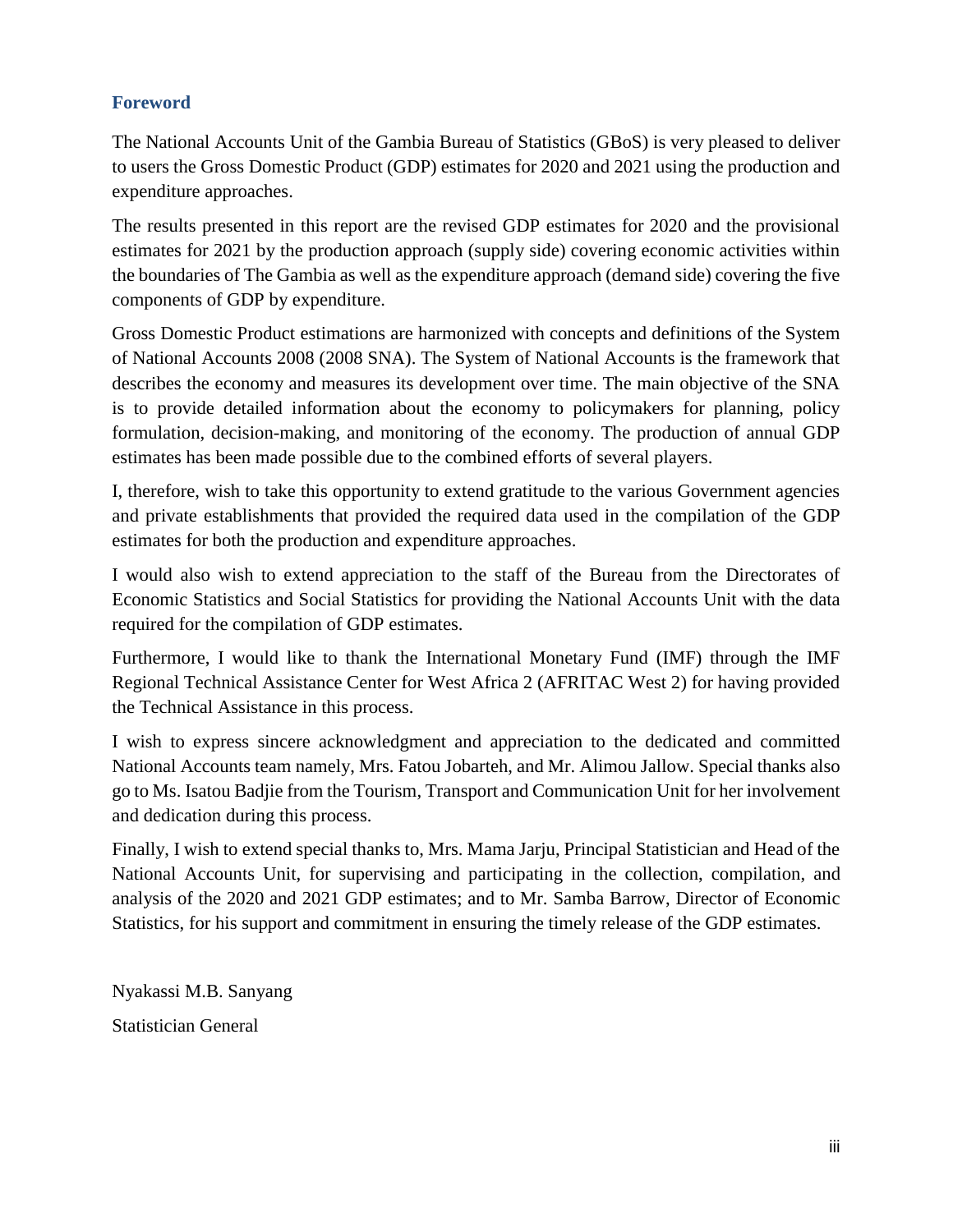## Foreword

The National Accounts Unit of the Gambia Bureau of Statistics (GBoS) is very pleased to deliver to users the Gross Domestic Product (GDP) estimates for 2020 and 2021 using the production and expenditure approaches.

The results presented in this report are the revised GDP estimates for 2020 and the provisional estimates for 2021 by the production approach (supply side) covering economic activities within the boundaries of The Gambia as well as the expenditure approach (demand side) covering the five components of GDP by expenditure.

Gross Domestic Product estimations are harmonized with concepts and definitions of the System of National Accounts 2008 (2008 SNA). The System of National Accounts is the framework that describes the economy and measures its development over time. The main objective of the SNA is to provide detailed information about the economy to policymakers for planning, policy formulation, decision-making, and monitoring of the economy. The production of annual GDP estimates has been made possible due to the combined efforts of several players.

I, therefore, wish to take this opportunity to extend gratitude to the various Government agencies and private establishments that provided the required data used in the compilation of the GDP estimates for both the production and expenditure approaches.

I would also wish to extend appreciation to the staff of the Bureau from the Directorates of Economic Statistics and Social Statistics for providing the National Accounts Unit with the data required for the compilation of GDP estimates.

Furthermore, I would like to thank the International Monetary Fund (IMF) through the IMF Regional Technical Assistance Center for West Africa 2 (AFRITAC West 2) for having provided the Technical Assistance in this process.

I wish to express sincere acknowledgment and appreciation to the dedicated and committed National Accounts team namely, Mrs. Fatou Jobarteh, and Mr. Alimou Jallow. Special thanks also go to Ms. Isatou Badjie from the Tourism, Transport and Communication Unit for her involvement and dedication during this process.

Finally, I wish to extend special thanks to, Mrs. Mama Jarju, Principal Statistician and Head of the National Accounts Unit, for supervising and participating in the collection, compilation, and analysis of the 2020 and 2021 GDP estimates; and to Mr. Samba Barrow, Director of Economic Statistics, for his support and commitment in ensuring the timely release of the GDP estimates.

Nyakassi M.B. Sanyang

Statistician General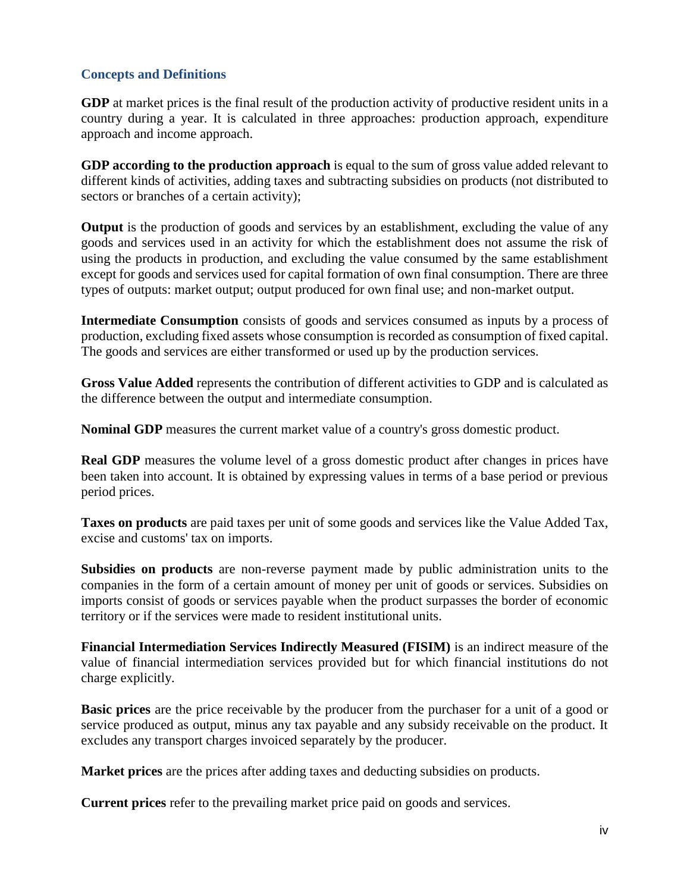## Concepts and Definitions

**GDP** at market prices is the final result of the production activity of productive resident units in a country during a year. It is calculated in three approaches: production approach, expenditure approach and income approach.

**GDP according to the production approach** is equal to the sum of gross value added relevant to different kinds of activities, adding taxes and subtracting subsidies on products (not distributed to sectors or branches of a certain activity);

**Output** is the production of goods and services by an establishment, excluding the value of any goods and services used in an activity for which the establishment does not assume the risk of using the products in production, and excluding the value consumed by the same establishment except for goods and services used for capital formation of own final consumption. There are three types of outputs: market output; output produced for own final use; and non-market output.

**Intermediate Consumption** consists of goods and services consumed as inputs by a process of production, excluding fixed assets whose consumption is recorded as consumption of fixed capital. The goods and services are either transformed or used up by the production services.

**Gross Value Added** represents the contribution of different activities to GDP and is calculated as the difference between the output and intermediate consumption.

**Nominal GDP** measures the current market value of a country's gross domestic product.

**Real GDP** measures the volume level of a gross domestic product after changes in prices have been taken into account. It is obtained by expressing values in terms of a base period or previous period prices.

**Taxes on products** are paid taxes per unit of some goods and services like the Value Added Tax, excise and customs' tax on imports.

**Subsidies on products** are non-reverse payment made by public administration units to the companies in the form of a certain amount of money per unit of goods or services. Subsidies on imports consist of goods or services payable when the product surpasses the border of economic territory or if the services were made to resident institutional units.

**Financial Intermediation Services Indirectly Measured (FISIM)** is an indirect measure of the value of financial intermediation services provided but for which financial institutions do not charge explicitly.

**Basic prices** are the price receivable by the producer from the purchaser for a unit of a good or service produced as output, minus any tax payable and any subsidy receivable on the product. It excludes any transport charges invoiced separately by the producer.

**Market prices** are the prices after adding taxes and deducting subsidies on products.

**Current prices** refer to the prevailing market price paid on goods and services.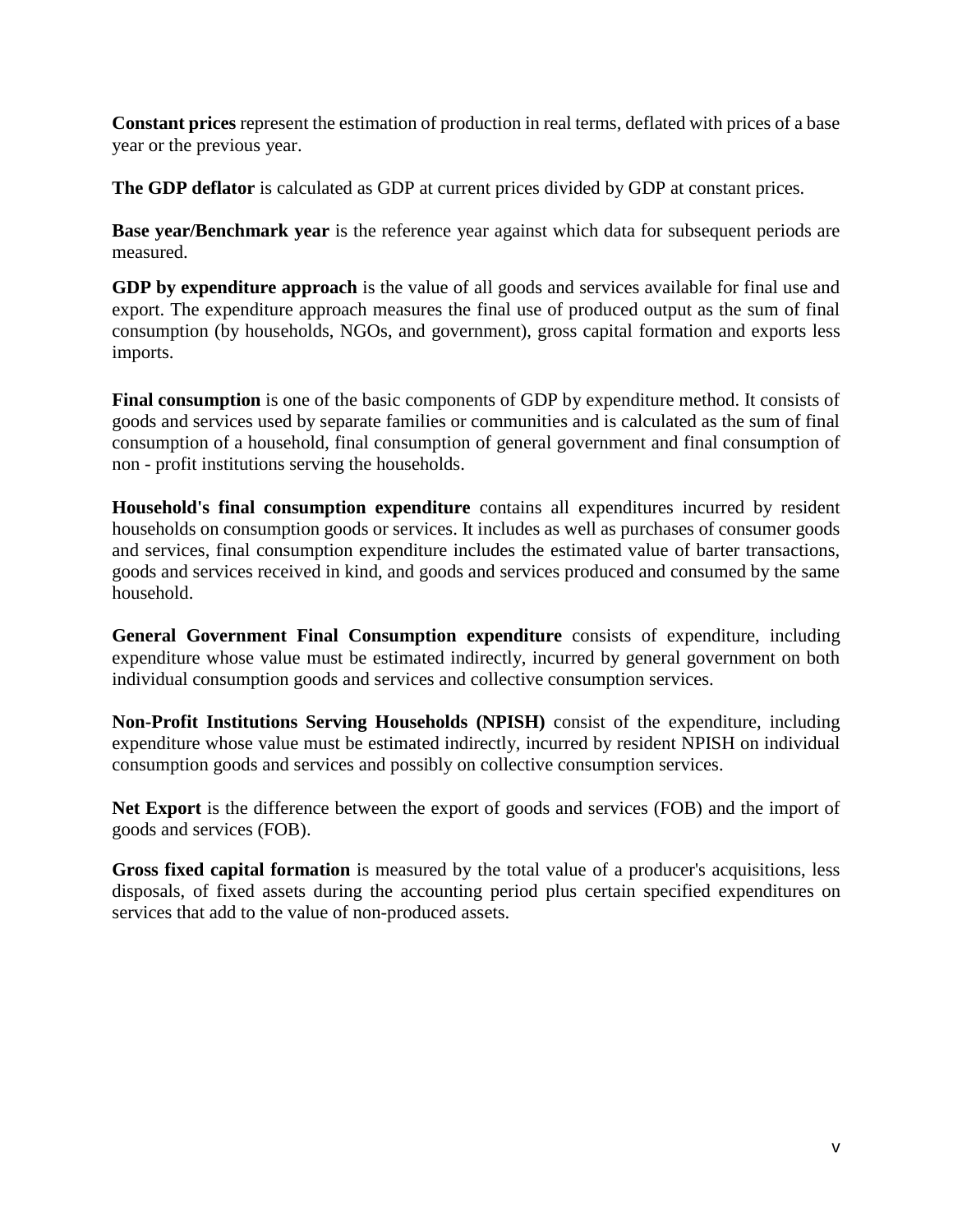**Constant prices** represent the estimation of production in real terms, deflated with prices of a base year or the previous year.

**The GDP deflator** is calculated as GDP at current prices divided by GDP at constant prices.

**Base year/Benchmark year** is the reference year against which data for subsequent periods are measured.

**GDP by expenditure approach** is the value of all goods and services available for final use and export. The expenditure approach measures the final use of produced output as the sum of final consumption (by households, NGOs, and government), gross capital formation and exports less imports.

**Final consumption** is one of the basic components of GDP by expenditure method. It consists of goods and services used by separate families or communities and is calculated as the sum of final consumption of a household, final consumption of general government and final consumption of non - profit institutions serving the households.

**Household's final consumption expenditure** contains all expenditures incurred by resident households on consumption goods or services. It includes as well as purchases of consumer goods and services, final consumption expenditure includes the estimated value of barter transactions, goods and services received in kind, and goods and services produced and consumed by the same household.

**General Government Final Consumption expenditure** consists of expenditure, including expenditure whose value must be estimated indirectly, incurred by general government on both individual consumption goods and services and collective consumption services.

**Non-Profit Institutions Serving Households (NPISH)** consist of the expenditure, including expenditure whose value must be estimated indirectly, incurred by resident NPISH on individual consumption goods and services and possibly on collective consumption services.

**Net Export** is the difference between the export of goods and services (FOB) and the import of goods and services (FOB).

**Gross fixed capital formation** is measured by the total value of a producer's acquisitions, less disposals, of fixed assets during the accounting period plus certain specified expenditures on services that add to the value of non-produced assets.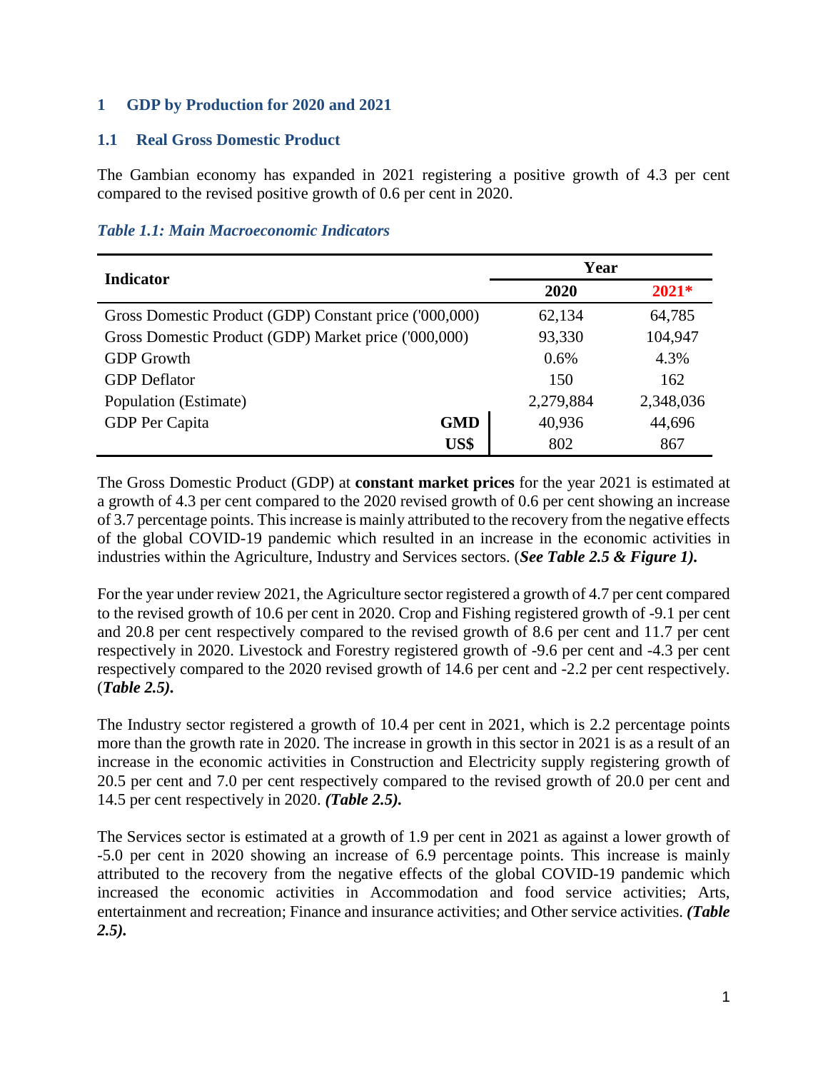## 1 GDP by Production for 2020 and 2021

### 1.1 Real Gross Domestic Product

The Gambian economy has expanded in 2021 registering a positive growth of 4.3 per cent compared to the revised positive growth of 0.6 per cent in 2020.

***Table 1.1: Main Macroeconomic Indicators***

| Indicator | | Year | |
|---|---|---|---|
| | | **2020** | **2021*** |
| Gross Domestic Product (GDP) Constant price ('000,000) | | 62,134 | 64,785 |
| Gross Domestic Product (GDP) Market price ('000,000) | | 93,330 | 104,947 |
| GDP Growth | | 0.6% | 4.3% |
| GDP Deflator | | 150 | 162 |
| Population (Estimate) | | 2,279,884 | 2,348,036 |
| GDP Per Capita | **GMD** | 40,936 | 44,696 |
| | **US$** | 802 | 867 |

The Gross Domestic Product (GDP) at **constant market prices** for the year 2021 is estimated at a growth of 4.3 per cent compared to the 2020 revised growth of 0.6 per cent showing an increase of 3.7 percentage points. This increase is mainly attributed to the recovery from the negative effects of the global COVID-19 pandemic which resulted in an increase in the economic activities in industries within the Agriculture, Industry and Services sectors. (***See Table 2.5 & Figure 1).***

For the year under review 2021, the Agriculture sector registered a growth of 4.7 per cent compared to the revised growth of 10.6 per cent in 2020. Crop and Fishing registered growth of -9.1 per cent and 20.8 per cent respectively compared to the revised growth of 8.6 per cent and 11.7 per cent respectively in 2020. Livestock and Forestry registered growth of -9.6 per cent and -4.3 per cent respectively compared to the 2020 revised growth of 14.6 per cent and -2.2 per cent respectively. (***Table 2.5).***

The Industry sector registered a growth of 10.4 per cent in 2021, which is 2.2 percentage points more than the growth rate in 2020. The increase in growth in this sector in 2021 is as a result of an increase in the economic activities in Construction and Electricity supply registering growth of 20.5 per cent and 7.0 per cent respectively compared to the revised growth of 20.0 per cent and 14.5 per cent respectively in 2020. ***(Table 2.5).***

The Services sector is estimated at a growth of 1.9 per cent in 2021 as against a lower growth of -5.0 per cent in 2020 showing an increase of 6.9 percentage points. This increase is mainly attributed to the recovery from the negative effects of the global COVID-19 pandemic which increased the economic activities in Accommodation and food service activities; Arts, entertainment and recreation; Finance and insurance activities; and Other service activities. ***(Table 2.5).***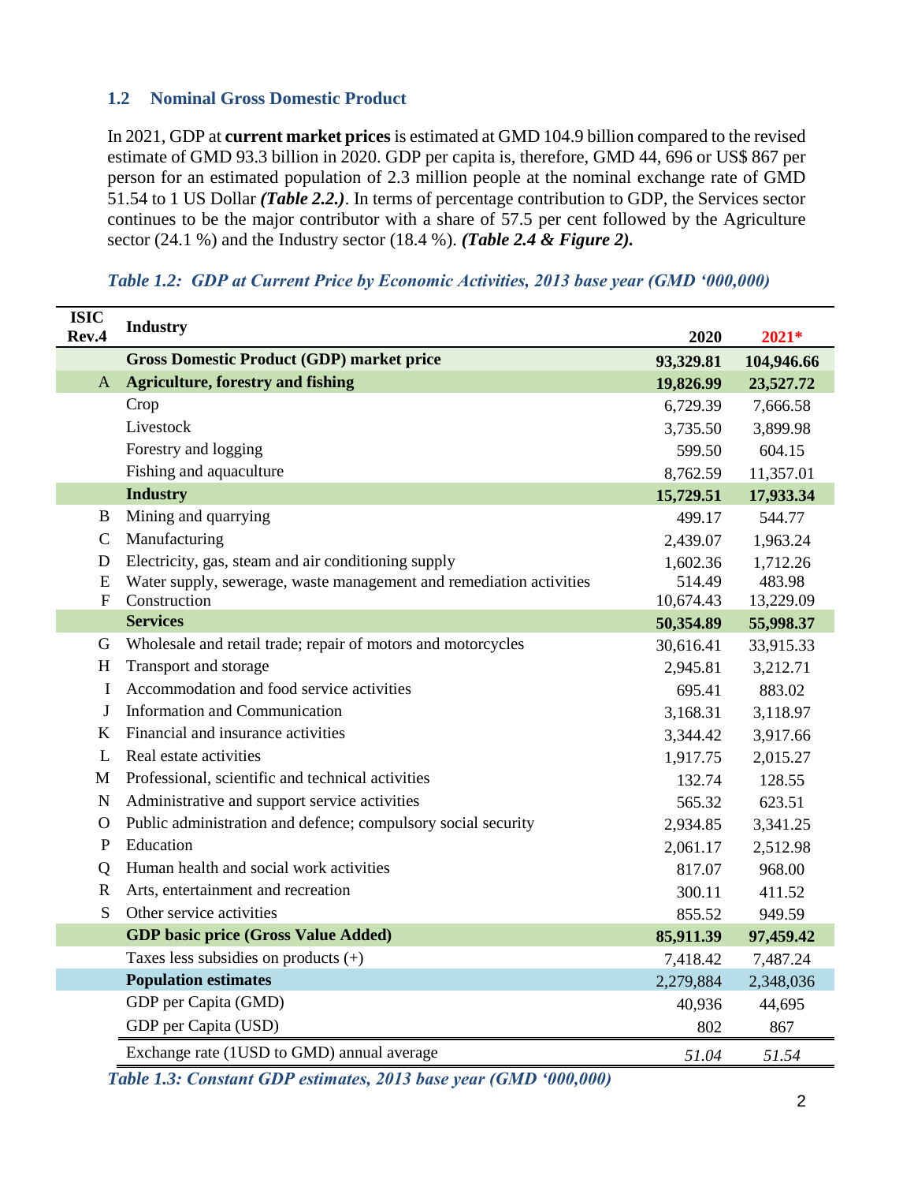## 1.2 Nominal Gross Domestic Product

In 2021, GDP at **current market prices** is estimated at GMD 104.9 billion compared to the revised estimate of GMD 93.3 billion in 2020. GDP per capita is, therefore, GMD 44, 696 or US$ 867 per person for an estimated population of 2.3 million people at the nominal exchange rate of GMD 51.54 to 1 US Dollar ***(Table 2.2.)***. In terms of percentage contribution to GDP, the Services sector continues to be the major contributor with a share of 57.5 per cent followed by the Agriculture sector (24.1 %) and the Industry sector (18.4 %). ***(Table 2.4 & Figure 2).***

***Table 1.2: GDP at Current Price by Economic Activities, 2013 base year (GMD '000,000)***

| ISIC Rev.4 | Industry | 2020 | 2021* |
|---|---|---|---|
| | **Gross Domestic Product (GDP) market price** | **93,329.81** | **104,946.66** |
| A | **Agriculture, forestry and fishing** | **19,826.99** | **23,527.72** |
| | Crop | 6,729.39 | 7,666.58 |
| | Livestock | 3,735.50 | 3,899.98 |
| | Forestry and logging | 599.50 | 604.15 |
| | Fishing and aquaculture | 8,762.59 | 11,357.01 |
| | **Industry** | **15,729.51** | **17,933.34** |
| B | Mining and quarrying | 499.17 | 544.77 |
| C | Manufacturing | 2,439.07 | 1,963.24 |
| D | Electricity, gas, steam and air conditioning supply | 1,602.36 | 1,712.26 |
| E | Water supply, sewerage, waste management and remediation activities | 514.49 | 483.98 |
| F | Construction | 10,674.43 | 13,229.09 |
| | **Services** | **50,354.89** | **55,998.37** |
| G | Wholesale and retail trade; repair of motors and motorcycles | 30,616.41 | 33,915.33 |
| H | Transport and storage | 2,945.81 | 3,212.71 |
| I | Accommodation and food service activities | 695.41 | 883.02 |
| J | Information and Communication | 3,168.31 | 3,118.97 |
| K | Financial and insurance activities | 3,344.42 | 3,917.66 |
| L | Real estate activities | 1,917.75 | 2,015.27 |
| M | Professional, scientific and technical activities | 132.74 | 128.55 |
| N | Administrative and support service activities | 565.32 | 623.51 |
| O | Public administration and defence; compulsory social security | 2,934.85 | 3,341.25 |
| P | Education | 2,061.17 | 2,512.98 |
| Q | Human health and social work activities | 817.07 | 968.00 |
| R | Arts, entertainment and recreation | 300.11 | 411.52 |
| S | Other service activities | 855.52 | 949.59 |
| | **GDP basic price (Gross Value Added)** | **85,911.39** | **97,459.42** |
| | Taxes less subsidies on products (+) | 7,418.42 | 7,487.24 |
| | **Population estimates** | 2,279,884 | 2,348,036 |
| | GDP per Capita (GMD) | 40,936 | 44,695 |
| | GDP per Capita (USD) | 802 | 867 |
| | Exchange rate (1USD to GMD) annual average | *51.04* | *51.54* |

***Table 1.3: Constant GDP estimates, 2013 base year (GMD '000,000)***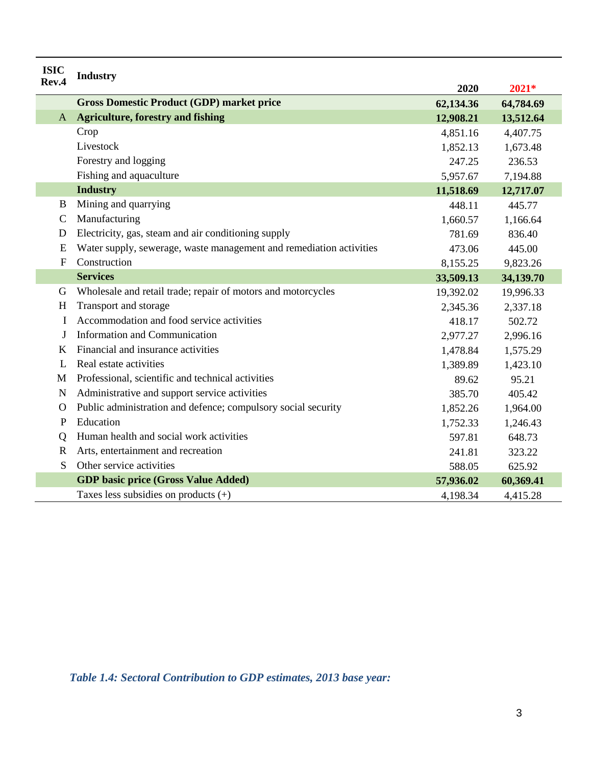| ISIC Rev.4 | Industry | 2020 | 2021* |
|---|---|---|---|
| | **Gross Domestic Product (GDP) market price** | **62,134.36** | **64,784.69** |
| A | **Agriculture, forestry and fishing** | **12,908.21** | **13,512.64** |
| | Crop | 4,851.16 | 4,407.75 |
| | Livestock | 1,852.13 | 1,673.48 |
| | Forestry and logging | 247.25 | 236.53 |
| | Fishing and aquaculture | 5,957.67 | 7,194.88 |
| | **Industry** | **11,518.69** | **12,717.07** |
| B | Mining and quarrying | 448.11 | 445.77 |
| C | Manufacturing | 1,660.57 | 1,166.64 |
| D | Electricity, gas, steam and air conditioning supply | 781.69 | 836.40 |
| E | Water supply, sewerage, waste management and remediation activities | 473.06 | 445.00 |
| F | Construction | 8,155.25 | 9,823.26 |
| | **Services** | **33,509.13** | **34,139.70** |
| G | Wholesale and retail trade; repair of motors and motorcycles | 19,392.02 | 19,996.33 |
| H | Transport and storage | 2,345.36 | 2,337.18 |
| I | Accommodation and food service activities | 418.17 | 502.72 |
| J | Information and Communication | 2,977.27 | 2,996.16 |
| K | Financial and insurance activities | 1,478.84 | 1,575.29 |
| L | Real estate activities | 1,389.89 | 1,423.10 |
| M | Professional, scientific and technical activities | 89.62 | 95.21 |
| N | Administrative and support service activities | 385.70 | 405.42 |
| O | Public administration and defence; compulsory social security | 1,852.26 | 1,964.00 |
| P | Education | 1,752.33 | 1,246.43 |
| Q | Human health and social work activities | 597.81 | 648.73 |
| R | Arts, entertainment and recreation | 241.81 | 323.22 |
| S | Other service activities | 588.05 | 625.92 |
| | **GDP basic price (Gross Value Added)** | **57,936.02** | **60,369.41** |
| | Taxes less subsidies on products (+) | 4,198.34 | 4,415.28 |

***Table 1.4: Sectoral Contribution to GDP estimates, 2013 base year:***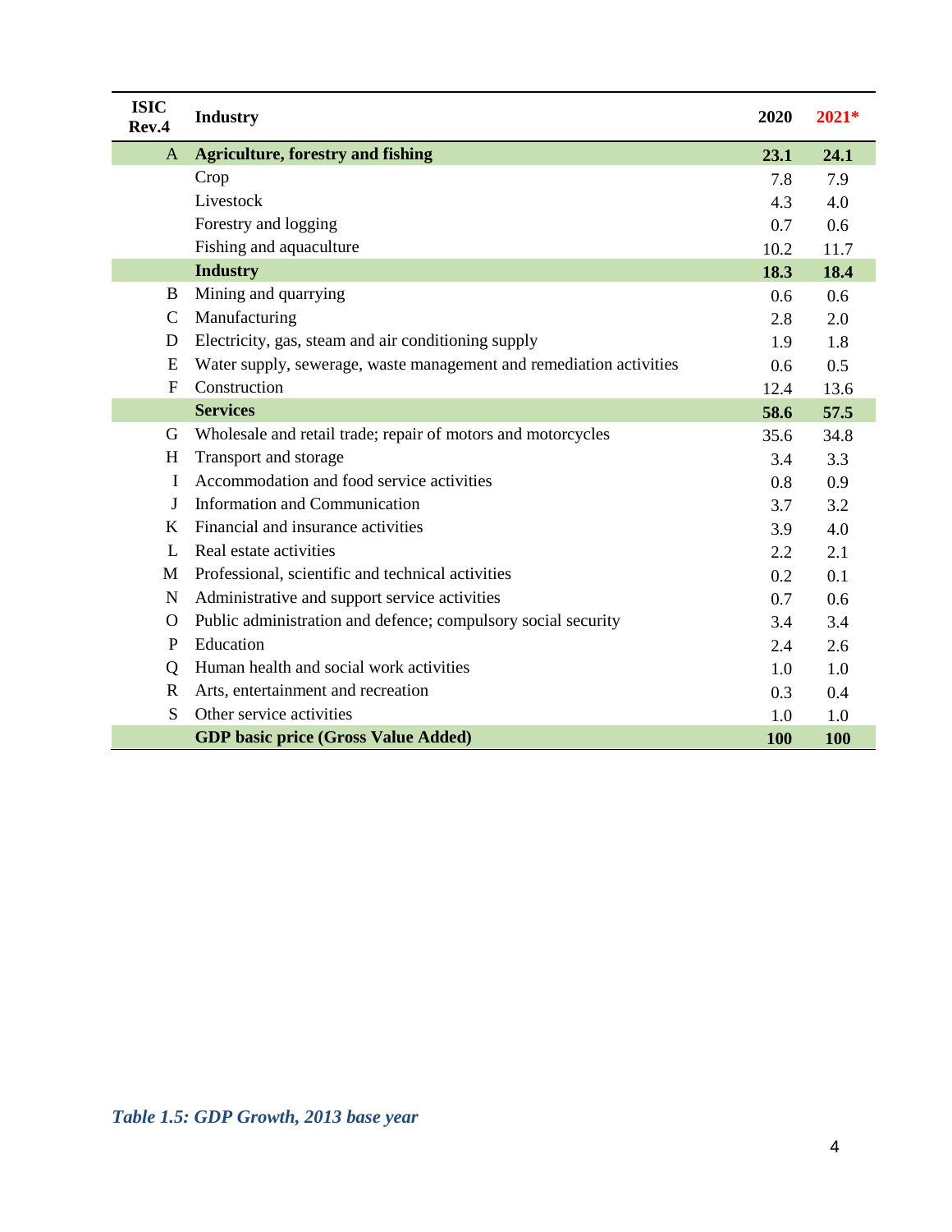| ISIC Rev.4 | Industry | 2020 | 2021* |
|---|---|---|---|
| A | **Agriculture, forestry and fishing** | **23.1** | **24.1** |
| | Crop | 7.8 | 7.9 |
| | Livestock | 4.3 | 4.0 |
| | Forestry and logging | 0.7 | 0.6 |
| | Fishing and aquaculture | 10.2 | 11.7 |
| | **Industry** | **18.3** | **18.4** |
| B | Mining and quarrying | 0.6 | 0.6 |
| C | Manufacturing | 2.8 | 2.0 |
| D | Electricity, gas, steam and air conditioning supply | 1.9 | 1.8 |
| E | Water supply, sewerage, waste management and remediation activities | 0.6 | 0.5 |
| F | Construction | 12.4 | 13.6 |
| | **Services** | **58.6** | **57.5** |
| G | Wholesale and retail trade; repair of motors and motorcycles | 35.6 | 34.8 |
| H | Transport and storage | 3.4 | 3.3 |
| I | Accommodation and food service activities | 0.8 | 0.9 |
| J | Information and Communication | 3.7 | 3.2 |
| K | Financial and insurance activities | 3.9 | 4.0 |
| L | Real estate activities | 2.2 | 2.1 |
| M | Professional, scientific and technical activities | 0.2 | 0.1 |
| N | Administrative and support service activities | 0.7 | 0.6 |
| O | Public administration and defence; compulsory social security | 3.4 | 3.4 |
| P | Education | 2.4 | 2.6 |
| Q | Human health and social work activities | 1.0 | 1.0 |
| R | Arts, entertainment and recreation | 0.3 | 0.4 |
| S | Other service activities | 1.0 | 1.0 |
| | **GDP basic price (Gross Value Added)** | **100** | **100** |

***Table 1.5: GDP Growth, 2013 base year***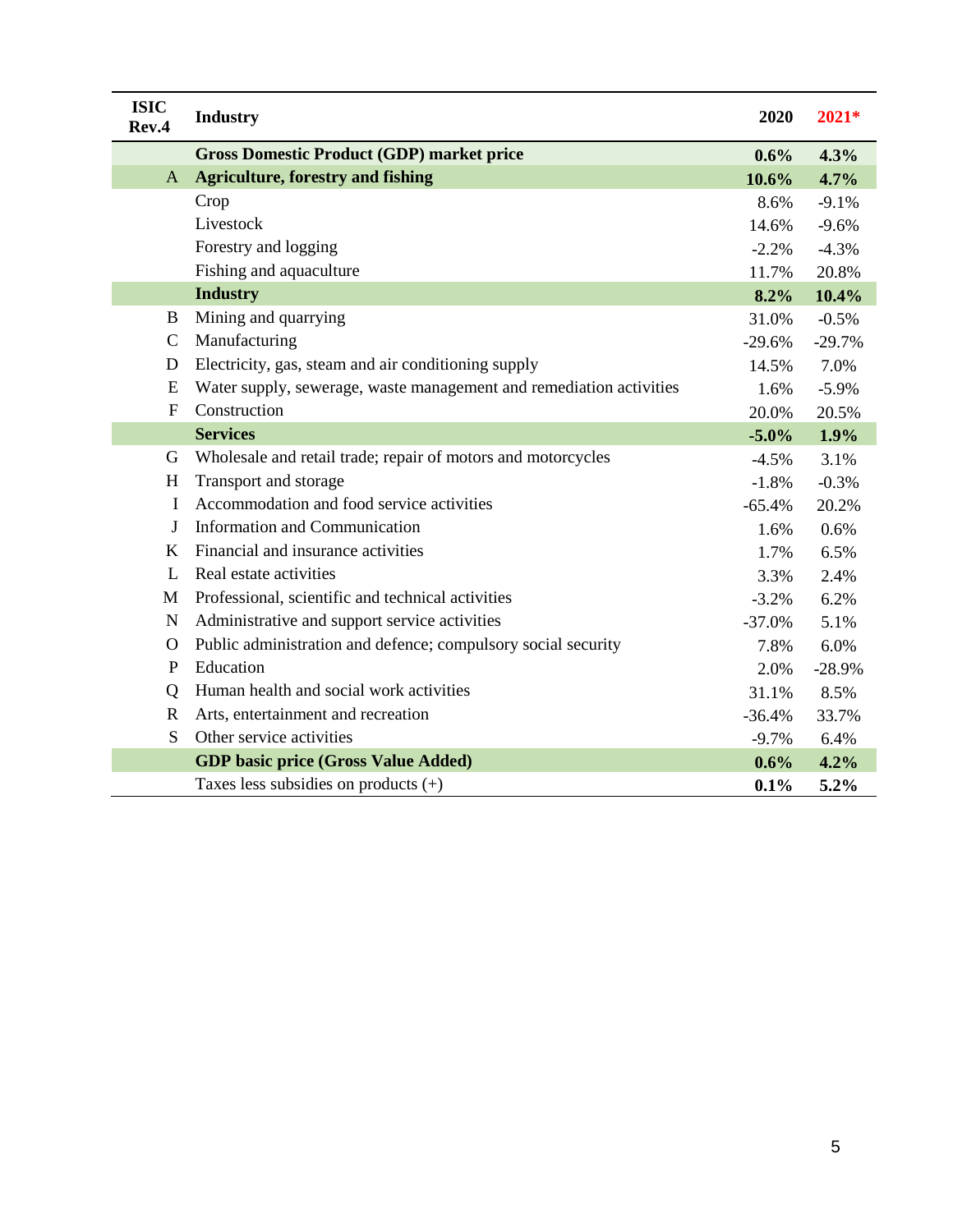| ISIC Rev.4 | Industry | 2020 | 2021* |
|---|---|---|---|
| | **Gross Domestic Product (GDP) market price** | **0.6%** | **4.3%** |
| A | **Agriculture, forestry and fishing** | **10.6%** | **4.7%** |
| | Crop | 8.6% | -9.1% |
| | Livestock | 14.6% | -9.6% |
| | Forestry and logging | -2.2% | -4.3% |
| | Fishing and aquaculture | 11.7% | 20.8% |
| | **Industry** | **8.2%** | **10.4%** |
| B | Mining and quarrying | 31.0% | -0.5% |
| C | Manufacturing | -29.6% | -29.7% |
| D | Electricity, gas, steam and air conditioning supply | 14.5% | 7.0% |
| E | Water supply, sewerage, waste management and remediation activities | 1.6% | -5.9% |
| F | Construction | 20.0% | 20.5% |
| | **Services** | **-5.0%** | **1.9%** |
| G | Wholesale and retail trade; repair of motors and motorcycles | -4.5% | 3.1% |
| H | Transport and storage | -1.8% | -0.3% |
| I | Accommodation and food service activities | -65.4% | 20.2% |
| J | Information and Communication | 1.6% | 0.6% |
| K | Financial and insurance activities | 1.7% | 6.5% |
| L | Real estate activities | 3.3% | 2.4% |
| M | Professional, scientific and technical activities | -3.2% | 6.2% |
| N | Administrative and support service activities | -37.0% | 5.1% |
| O | Public administration and defence; compulsory social security | 7.8% | 6.0% |
| P | Education | 2.0% | -28.9% |
| Q | Human health and social work activities | 31.1% | 8.5% |
| R | Arts, entertainment and recreation | -36.4% | 33.7% |
| S | Other service activities | -9.7% | 6.4% |
| | **GDP basic price (Gross Value Added)** | **0.6%** | **4.2%** |
| | Taxes less subsidies on products (+) | **0.1%** | **5.2%** |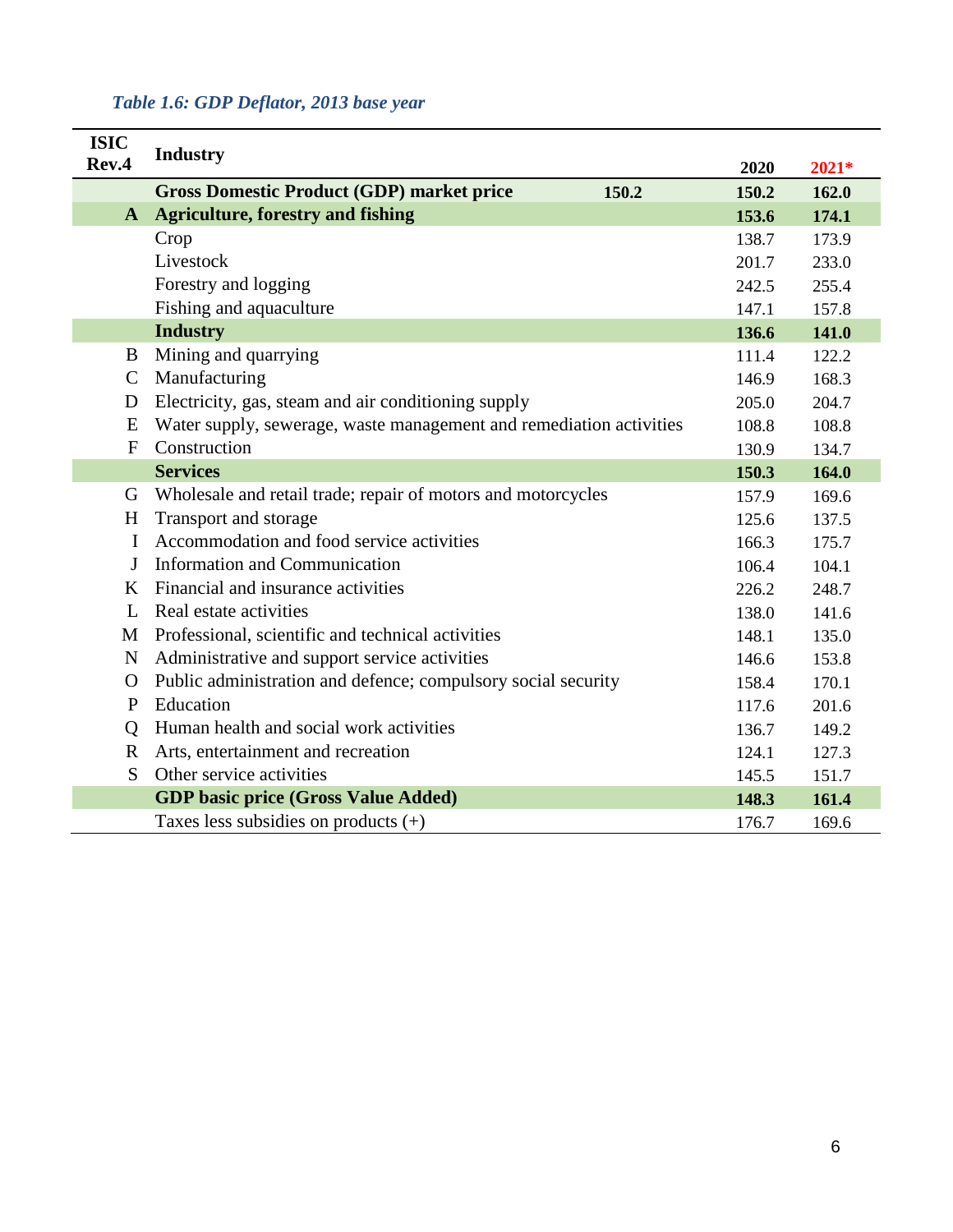*Table 1.6: GDP Deflator, 2013 base year*

| ISIC Rev.4 | Industry | 2020 | 2021* |
|---|---|---|---|
| | **Gross Domestic Product (GDP) market price** **150.2** | **150.2** | **162.0** |
| **A** | **Agriculture, forestry and fishing** | **153.6** | **174.1** |
| | Crop | 138.7 | 173.9 |
| | Livestock | 201.7 | 233.0 |
| | Forestry and logging | 242.5 | 255.4 |
| | Fishing and aquaculture | 147.1 | 157.8 |
| | **Industry** | **136.6** | **141.0** |
| B | Mining and quarrying | 111.4 | 122.2 |
| C | Manufacturing | 146.9 | 168.3 |
| D | Electricity, gas, steam and air conditioning supply | 205.0 | 204.7 |
| E | Water supply, sewerage, waste management and remediation activities | 108.8 | 108.8 |
| F | Construction | 130.9 | 134.7 |
| | **Services** | **150.3** | **164.0** |
| G | Wholesale and retail trade; repair of motors and motorcycles | 157.9 | 169.6 |
| H | Transport and storage | 125.6 | 137.5 |
| I | Accommodation and food service activities | 166.3 | 175.7 |
| J | Information and Communication | 106.4 | 104.1 |
| K | Financial and insurance activities | 226.2 | 248.7 |
| L | Real estate activities | 138.0 | 141.6 |
| M | Professional, scientific and technical activities | 148.1 | 135.0 |
| N | Administrative and support service activities | 146.6 | 153.8 |
| O | Public administration and defence; compulsory social security | 158.4 | 170.1 |
| P | Education | 117.6 | 201.6 |
| Q | Human health and social work activities | 136.7 | 149.2 |
| R | Arts, entertainment and recreation | 124.1 | 127.3 |
| S | Other service activities | 145.5 | 151.7 |
| | **GDP basic price (Gross Value Added)** | **148.3** | **161.4** |
| | Taxes less subsidies on products (+) | 176.7 | 169.6 |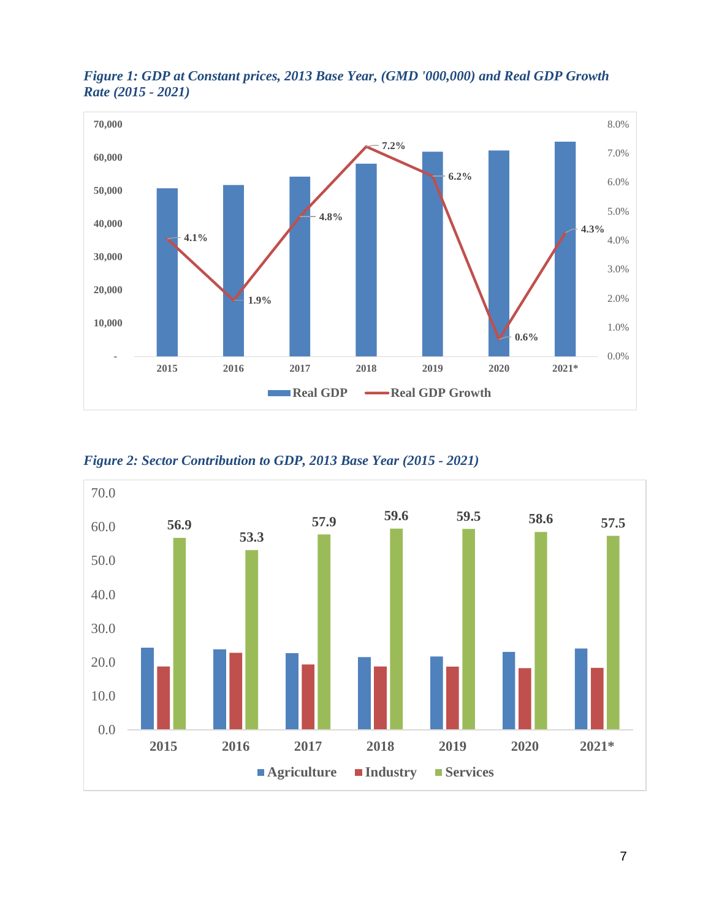*Figure 1: GDP at Constant prices, 2013 Base Year, (GMD '000,000) and Real GDP Growth Rate (2015 - 2021)*

*Figure 2: Sector Contribution to GDP, 2013 Base Year (2015 - 2021)*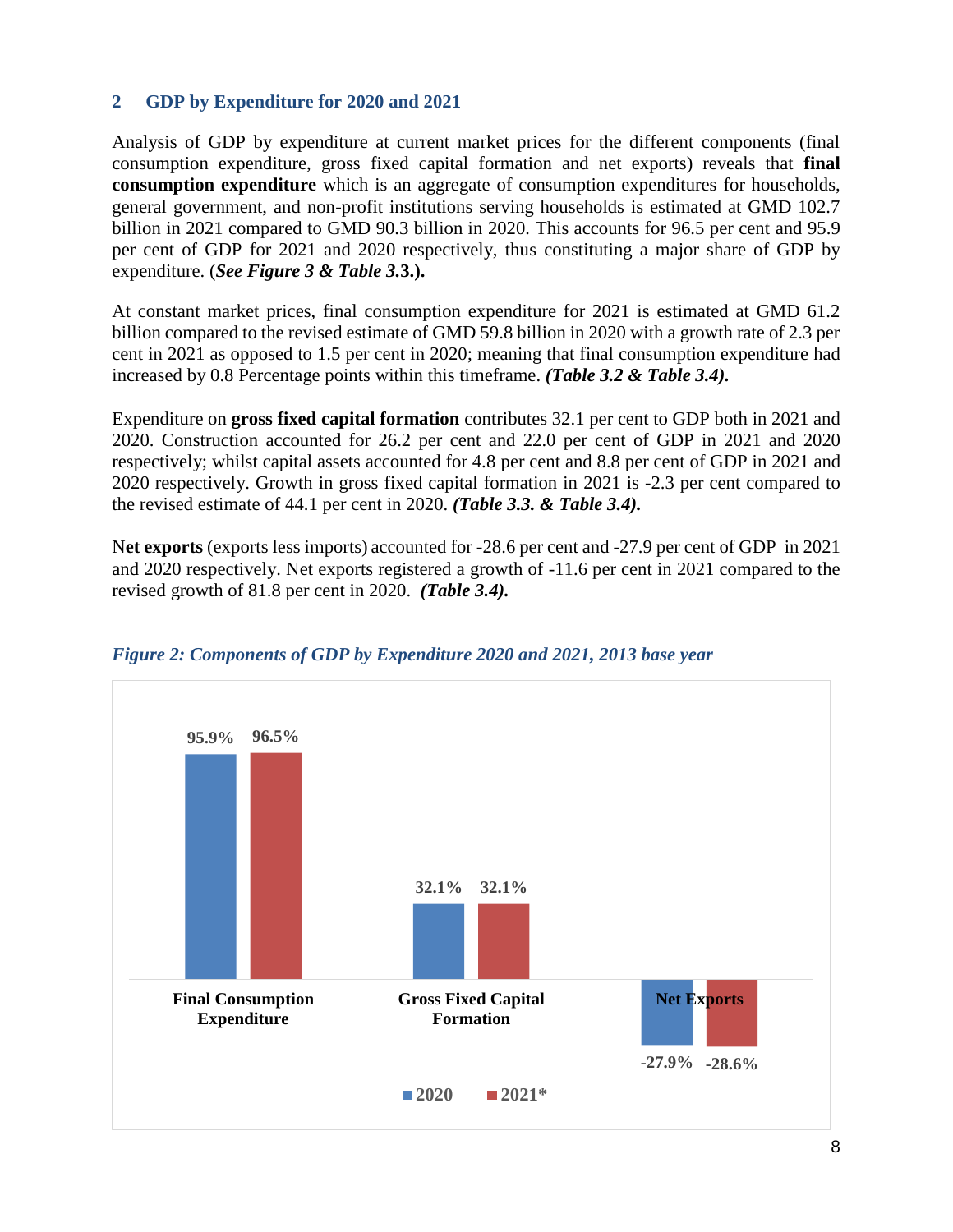## 2 GDP by Expenditure for 2020 and 2021

Analysis of GDP by expenditure at current market prices for the different components (final consumption expenditure, gross fixed capital formation and net exports) reveals that **final consumption expenditure** which is an aggregate of consumption expenditures for households, general government, and non-profit institutions serving households is estimated at GMD 102.7 billion in 2021 compared to GMD 90.3 billion in 2020. This accounts for 96.5 per cent and 95.9 per cent of GDP for 2021 and 2020 respectively, thus constituting a major share of GDP by expenditure. (***See Figure 3 & Table 3*.3.).**

At constant market prices, final consumption expenditure for 2021 is estimated at GMD 61.2 billion compared to the revised estimate of GMD 59.8 billion in 2020 with a growth rate of 2.3 per cent in 2021 as opposed to 1.5 per cent in 2020; meaning that final consumption expenditure had increased by 0.8 Percentage points within this timeframe. ***(Table 3.2 & Table 3.4).***

Expenditure on **gross fixed capital formation** contributes 32.1 per cent to GDP both in 2021 and 2020. Construction accounted for 26.2 per cent and 22.0 per cent of GDP in 2021 and 2020 respectively; whilst capital assets accounted for 4.8 per cent and 8.8 per cent of GDP in 2021 and 2020 respectively. Growth in gross fixed capital formation in 2021 is -2.3 per cent compared to the revised estimate of 44.1 per cent in 2020. ***(Table 3.3. & Table 3.4).***

**Net exports** (exports less imports) accounted for -28.6 per cent and -27.9 per cent of GDP in 2021 and 2020 respectively. Net exports registered a growth of -11.6 per cent in 2021 compared to the revised growth of 81.8 per cent in 2020. ***(Table 3.4).***

***Figure 2: Components of GDP by Expenditure 2020 and 2021, 2013 base year***

| Component | 2020 | 2021* |
|---|---|---|
| Final Consumption Expenditure | 95.9% | 96.5% |
| Gross Fixed Capital Formation | 32.1% | 32.1% |
| Net Exports | -27.9% | -28.6% |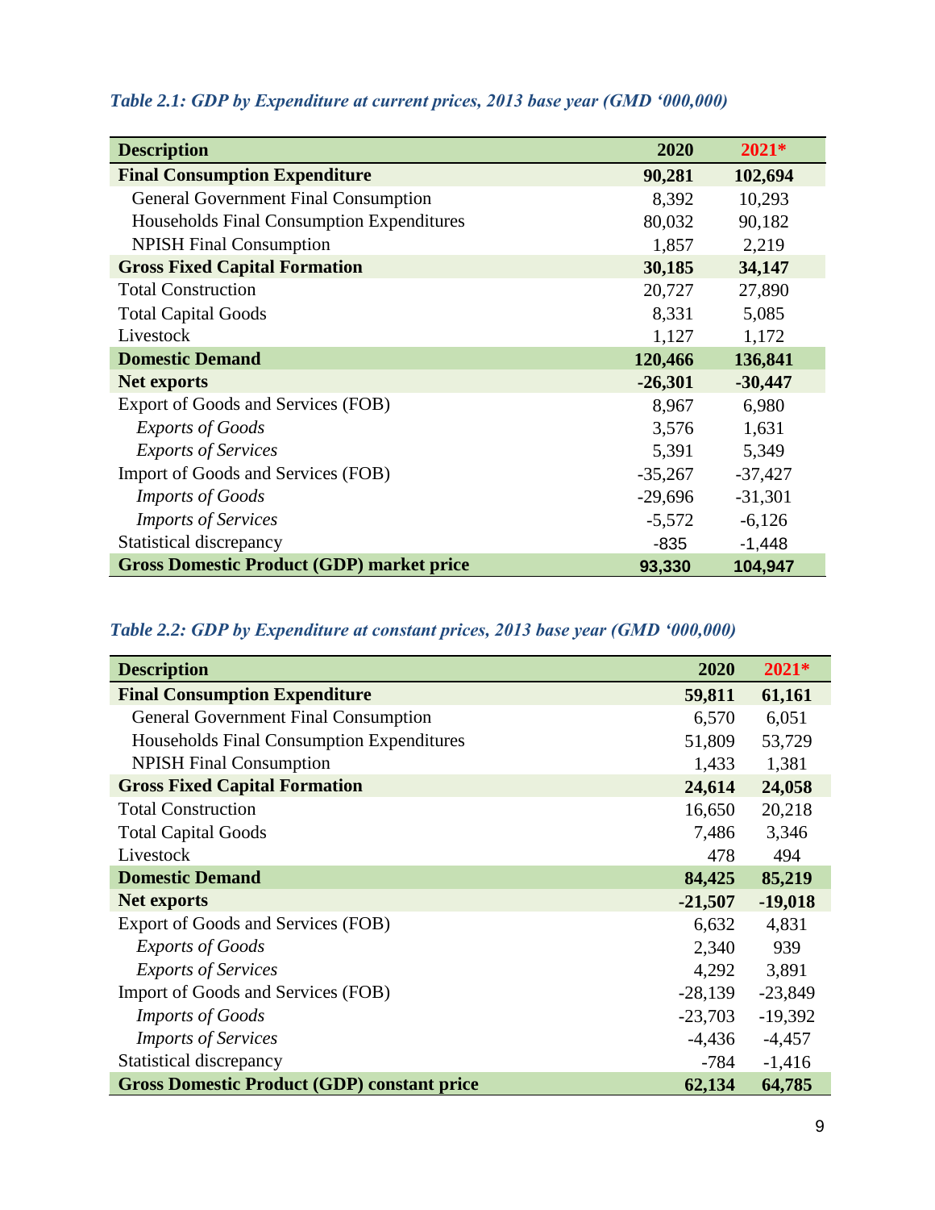*Table 2.1: GDP by Expenditure at current prices, 2013 base year (GMD '000,000)*

| Description | 2020 | 2021* |
|---|---|---|
| **Final Consumption Expenditure** | **90,281** | **102,694** |
| General Government Final Consumption | 8,392 | 10,293 |
| Households Final Consumption Expenditures | 80,032 | 90,182 |
| NPISH Final Consumption | 1,857 | 2,219 |
| **Gross Fixed Capital Formation** | **30,185** | **34,147** |
| Total Construction | 20,727 | 27,890 |
| Total Capital Goods | 8,331 | 5,085 |
| Livestock | 1,127 | 1,172 |
| **Domestic Demand** | **120,466** | **136,841** |
| **Net exports** | **-26,301** | **-30,447** |
| Export of Goods and Services (FOB) | 8,967 | 6,980 |
| *Exports of Goods* | 3,576 | 1,631 |
| *Exports of Services* | 5,391 | 5,349 |
| Import of Goods and Services (FOB) | -35,267 | -37,427 |
| *Imports of Goods* | -29,696 | -31,301 |
| *Imports of Services* | -5,572 | -6,126 |
| Statistical discrepancy | -835 | -1,448 |
| **Gross Domestic Product (GDP) market price** | **93,330** | **104,947** |

*Table 2.2: GDP by Expenditure at constant prices, 2013 base year (GMD '000,000)*

| Description | 2020 | 2021* |
|---|---|---|
| **Final Consumption Expenditure** | **59,811** | **61,161** |
| General Government Final Consumption | 6,570 | 6,051 |
| Households Final Consumption Expenditures | 51,809 | 53,729 |
| NPISH Final Consumption | 1,433 | 1,381 |
| **Gross Fixed Capital Formation** | **24,614** | **24,058** |
| Total Construction | 16,650 | 20,218 |
| Total Capital Goods | 7,486 | 3,346 |
| Livestock | 478 | 494 |
| **Domestic Demand** | **84,425** | **85,219** |
| **Net exports** | **-21,507** | **-19,018** |
| Export of Goods and Services (FOB) | 6,632 | 4,831 |
| *Exports of Goods* | 2,340 | 939 |
| *Exports of Services* | 4,292 | 3,891 |
| Import of Goods and Services (FOB) | -28,139 | -23,849 |
| *Imports of Goods* | -23,703 | -19,392 |
| *Imports of Services* | -4,436 | -4,457 |
| Statistical discrepancy | -784 | -1,416 |
| **Gross Domestic Product (GDP) constant price** | **62,134** | **64,785** |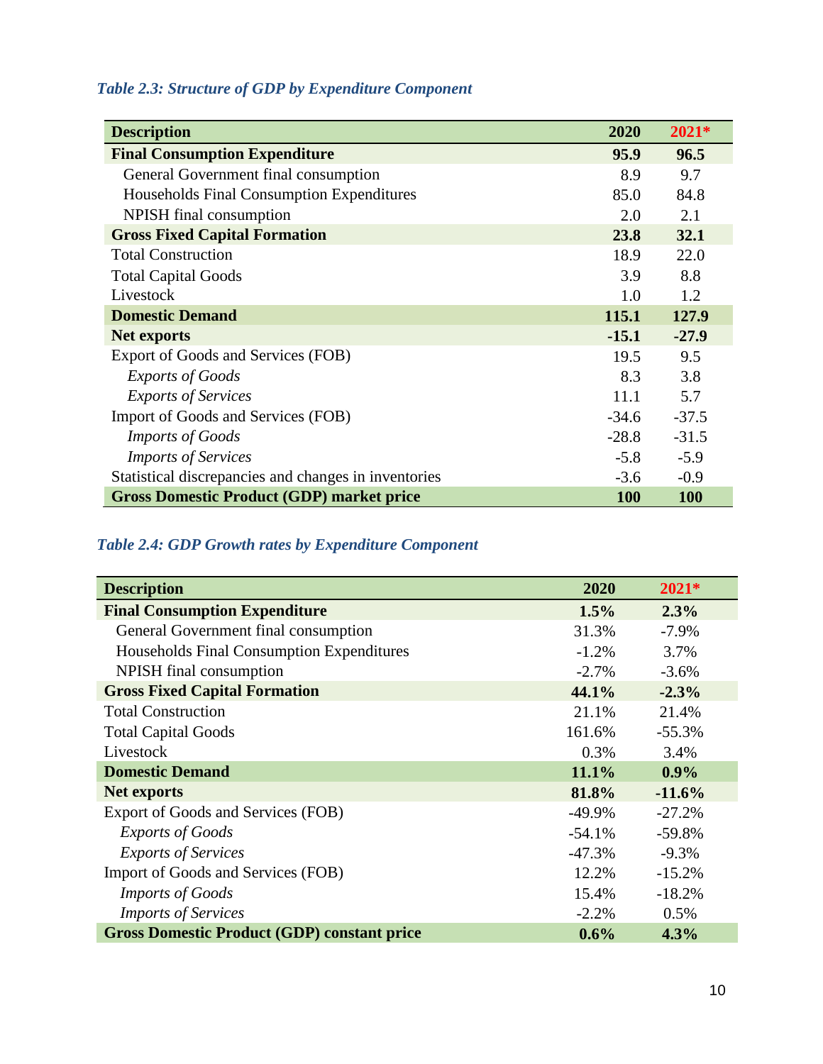*Table 2.3: Structure of GDP by Expenditure Component*

| Description | 2020 | 2021* |
|---|---|---|
| **Final Consumption Expenditure** | **95.9** | **96.5** |
| General Government final consumption | 8.9 | 9.7 |
| Households Final Consumption Expenditures | 85.0 | 84.8 |
| NPISH final consumption | 2.0 | 2.1 |
| **Gross Fixed Capital Formation** | **23.8** | **32.1** |
| Total Construction | 18.9 | 22.0 |
| Total Capital Goods | 3.9 | 8.8 |
| Livestock | 1.0 | 1.2 |
| **Domestic Demand** | **115.1** | **127.9** |
| **Net exports** | **-15.1** | **-27.9** |
| Export of Goods and Services (FOB) | 19.5 | 9.5 |
| *Exports of Goods* | 8.3 | 3.8 |
| *Exports of Services* | 11.1 | 5.7 |
| Import of Goods and Services (FOB) | -34.6 | -37.5 |
| *Imports of Goods* | -28.8 | -31.5 |
| *Imports of Services* | -5.8 | -5.9 |
| Statistical discrepancies and changes in inventories | -3.6 | -0.9 |
| **Gross Domestic Product (GDP) market price** | **100** | **100** |

*Table 2.4: GDP Growth rates by Expenditure Component*

| Description | 2020 | 2021* |
|---|---|---|
| **Final Consumption Expenditure** | **1.5%** | **2.3%** |
| General Government final consumption | 31.3% | -7.9% |
| Households Final Consumption Expenditures | -1.2% | 3.7% |
| NPISH final consumption | -2.7% | -3.6% |
| **Gross Fixed Capital Formation** | **44.1%** | **-2.3%** |
| Total Construction | 21.1% | 21.4% |
| Total Capital Goods | 161.6% | -55.3% |
| Livestock | 0.3% | 3.4% |
| **Domestic Demand** | **11.1%** | **0.9%** |
| **Net exports** | **81.8%** | **-11.6%** |
| Export of Goods and Services (FOB) | -49.9% | -27.2% |
| *Exports of Goods* | -54.1% | -59.8% |
| *Exports of Services* | -47.3% | -9.3% |
| Import of Goods and Services (FOB) | 12.2% | -15.2% |
| *Imports of Goods* | 15.4% | -18.2% |
| *Imports of Services* | -2.2% | 0.5% |
| **Gross Domestic Product (GDP) constant price** | **0.6%** | **4.3%** |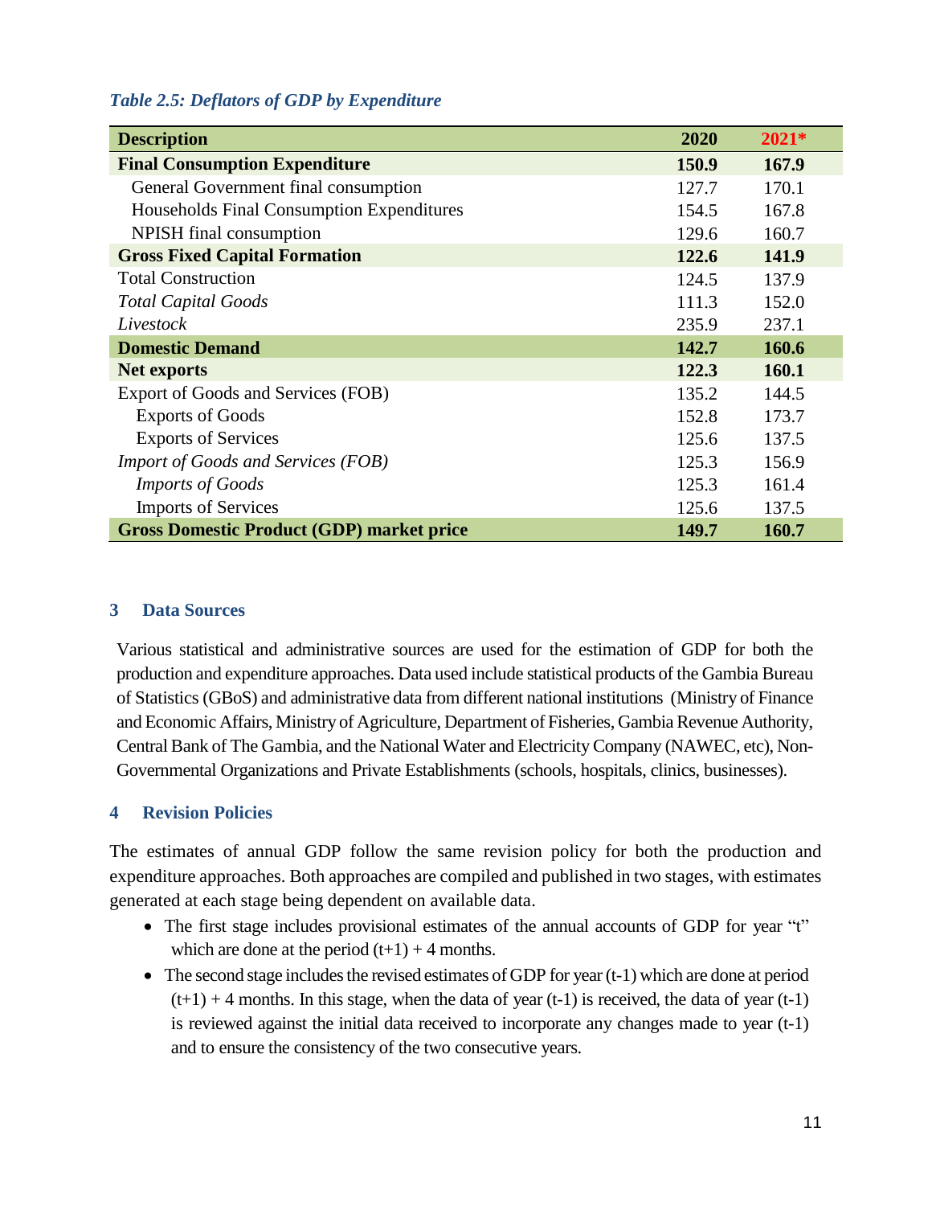*Table 2.5: Deflators of GDP by Expenditure*

| Description | 2020 | 2021* |
|---|---|---|
| **Final Consumption Expenditure** | **150.9** | **167.9** |
| General Government final consumption | 127.7 | 170.1 |
| Households Final Consumption Expenditures | 154.5 | 167.8 |
| NPISH final consumption | 129.6 | 160.7 |
| **Gross Fixed Capital Formation** | **122.6** | **141.9** |
| Total Construction | 124.5 | 137.9 |
| *Total Capital Goods* | 111.3 | 152.0 |
| *Livestock* | 235.9 | 237.1 |
| **Domestic Demand** | **142.7** | **160.6** |
| **Net exports** | **122.3** | **160.1** |
| Export of Goods and Services (FOB) | 135.2 | 144.5 |
| Exports of Goods | 152.8 | 173.7 |
| Exports of Services | 125.6 | 137.5 |
| *Import of Goods and Services (FOB)* | 125.3 | 156.9 |
| *Imports of Goods* | 125.3 | 161.4 |
| Imports of Services | 125.6 | 137.5 |
| **Gross Domestic Product (GDP) market price** | **149.7** | **160.7** |

## 3 Data Sources

Various statistical and administrative sources are used for the estimation of GDP for both the production and expenditure approaches. Data used include statistical products of the Gambia Bureau of Statistics (GBoS) and administrative data from different national institutions (Ministry of Finance and Economic Affairs, Ministry of Agriculture, Department of Fisheries, Gambia Revenue Authority, Central Bank of The Gambia, and the National Water and Electricity Company (NAWEC, etc), Non-Governmental Organizations and Private Establishments (schools, hospitals, clinics, businesses).

## 4 Revision Policies

The estimates of annual GDP follow the same revision policy for both the production and expenditure approaches. Both approaches are compiled and published in two stages, with estimates generated at each stage being dependent on available data.

- The first stage includes provisional estimates of the annual accounts of GDP for year "t" which are done at the period (t+1) + 4 months.
- The second stage includes the revised estimates of GDP for year (t-1) which are done at period (t+1) + 4 months. In this stage, when the data of year (t-1) is received, the data of year (t-1) is reviewed against the initial data received to incorporate any changes made to year (t-1) and to ensure the consistency of the two consecutive years.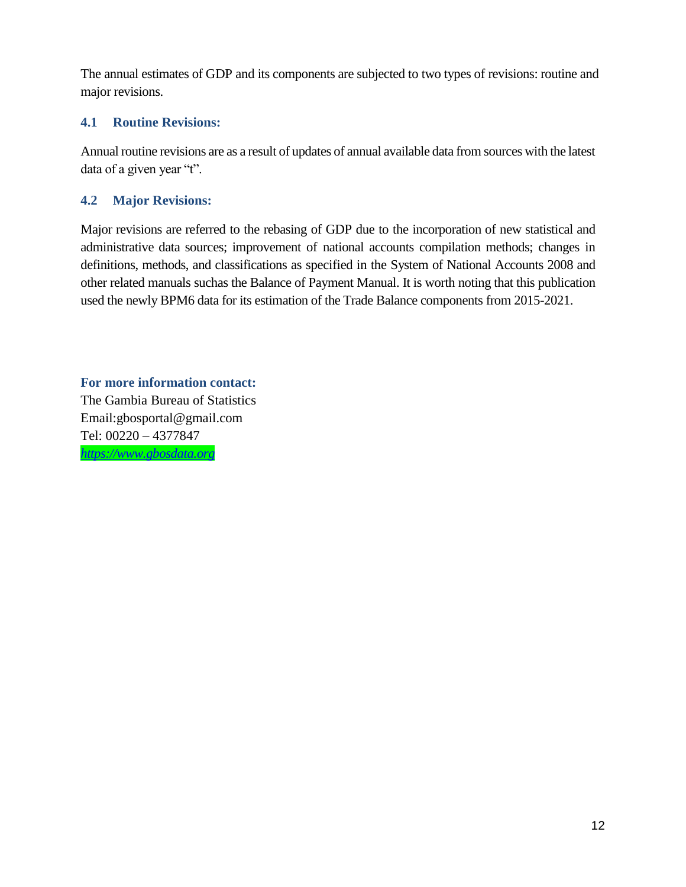The annual estimates of GDP and its components are subjected to two types of revisions: routine and major revisions.

### 4.1 Routine Revisions:

Annual routine revisions are as a result of updates of annual available data from sources with the latest data of a given year "t".

### 4.2 Major Revisions:

Major revisions are referred to the rebasing of GDP due to the incorporation of new statistical and administrative data sources; improvement of national accounts compilation methods; changes in definitions, methods, and classifications as specified in the System of National Accounts 2008 and other related manuals suchas the Balance of Payment Manual. It is worth noting that this publication used the newly BPM6 data for its estimation of the Trade Balance components from 2015-2021.

**For more information contact:**
The Gambia Bureau of Statistics
Email:gbosportal@gmail.com
Tel: 00220 – 4377847
*https://www.gbosdata.org*